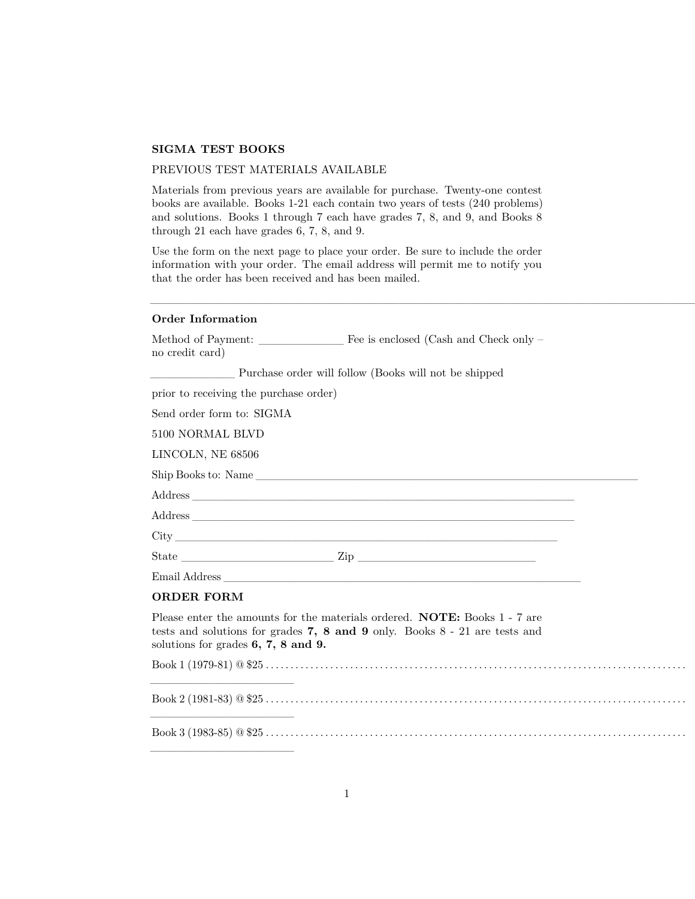**SIGMA TEST BOOKS**

PREVIOUS TEST MATERIALS AVAILABLE

Materials from previous years are available for purchase. Twenty-one contest books are available. Books 1-21 each contain two years of tests (240 problems) and solutions. Books 1 through 7 each have grades 7, 8, and 9, and Books 8 through 21 each have grades 6, 7, 8, and 9.

Use the form on the next page to place your order. Be sure to include the order information with your order. The email address will permit me to notify you that the order has been received and has been mailed.

---

**Order Information**

Method of Payment: ______________ Fee is enclosed (Cash and Check only – no credit card)

______________ Purchase order will follow (Books will not be shipped

prior to receiving the purchase order)

Send order form to: SIGMA

5100 NORMAL BLVD

LINCOLN, NE 68506

Ship Books to: Name ____________________________________________________________________

Address ____________________________________________________________________

Address ____________________________________________________________________

City ____________________________________________________________________

State __________________________ Zip ______________________________

Email Address ____________________________________________________________________

**ORDER FORM**

Please enter the amounts for the materials ordered. **NOTE:** Books 1 - 7 are tests and solutions for grades **7, 8 and 9** only. Books 8 - 21 are tests and solutions for grades **6, 7, 8 and 9.**

Book 1 (1979-81) @ $25 ........................................................................................

________________________

Book 2 (1981-83) @ $25 ........................................................................................

________________________

Book 3 (1983-85) @ $25 ........................................................................................

________________________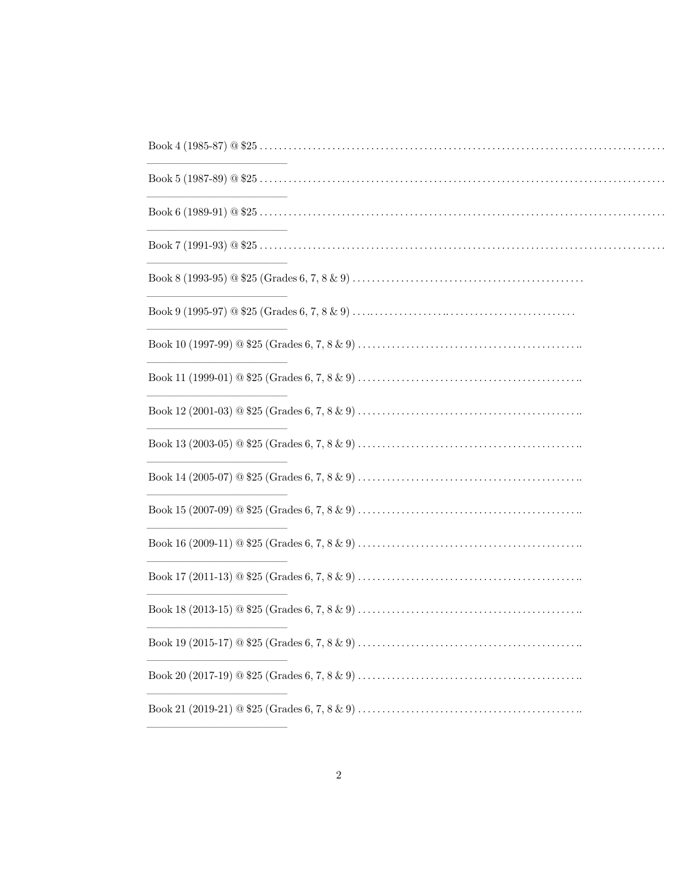Book 4 (1985-87) @ $25 . . . . . . . . . . . . . . . . . . . . . . . . . . . . . . . . . . . . . . . . . . . . . . . . . . . . . . . . . . . . . . . . . . . . . . . . . . . . . . . . . . . .

_____________________

Book 5 (1987-89) @ $25 . . . . . . . . . . . . . . . . . . . . . . . . . . . . . . . . . . . . . . . . . . . . . . . . . . . . . . . . . . . . . . . . . . . . . . . . . . . . . . . . . . . .

_____________________

Book 6 (1989-91) @ $25 . . . . . . . . . . . . . . . . . . . . . . . . . . . . . . . . . . . . . . . . . . . . . . . . . . . . . . . . . . . . . . . . . . . . . . . . . . . . . . . . . . . .

_____________________

Book 7 (1991-93) @ $25 . . . . . . . . . . . . . . . . . . . . . . . . . . . . . . . . . . . . . . . . . . . . . . . . . . . . . . . . . . . . . . . . . . . . . . . . . . . . . . . . . . . .

_____________________

Book 8 (1993-95) @ $25 (Grades 6, 7, 8 & 9) . . . . . . . . . . . . . . . . . . . . . . . . . . . . . . . . . . . . . . . . . . . . . . .

_____________________

Book 9 (1995-97) @ $25 (Grades 6, 7, 8 & 9) . . . . . . . . . . . . . . . . . . . . . . . . . . . . . . . . . . . . . . . . . . . . .

_____________________

Book 10 (1997-99) @ $25 (Grades 6, 7, 8 & 9) . . . . . . . . . . . . . . . . . . . . . . . . . . . . . . . . . . . . . . . . . . . . . .

_____________________

Book 11 (1999-01) @ $25 (Grades 6, 7, 8 & 9) . . . . . . . . . . . . . . . . . . . . . . . . . . . . . . . . . . . . . . . . . . . . . .

_____________________

Book 12 (2001-03) @ $25 (Grades 6, 7, 8 & 9) . . . . . . . . . . . . . . . . . . . . . . . . . . . . . . . . . . . . . . . . . . . . . .

_____________________

Book 13 (2003-05) @ $25 (Grades 6, 7, 8 & 9) . . . . . . . . . . . . . . . . . . . . . . . . . . . . . . . . . . . . . . . . . . . . . .

_____________________

Book 14 (2005-07) @ $25 (Grades 6, 7, 8 & 9) . . . . . . . . . . . . . . . . . . . . . . . . . . . . . . . . . . . . . . . . . . . . . .

_____________________

Book 15 (2007-09) @ $25 (Grades 6, 7, 8 & 9) . . . . . . . . . . . . . . . . . . . . . . . . . . . . . . . . . . . . . . . . . . . . . .

_____________________

Book 16 (2009-11) @ $25 (Grades 6, 7, 8 & 9) . . . . . . . . . . . . . . . . . . . . . . . . . . . . . . . . . . . . . . . . . . . . . .

_____________________

Book 17 (2011-13) @ $25 (Grades 6, 7, 8 & 9) . . . . . . . . . . . . . . . . . . . . . . . . . . . . . . . . . . . . . . . . . . . . . .

_____________________

Book 18 (2013-15) @ $25 (Grades 6, 7, 8 & 9) . . . . . . . . . . . . . . . . . . . . . . . . . . . . . . . . . . . . . . . . . . . . . .

_____________________

Book 19 (2015-17) @ $25 (Grades 6, 7, 8 & 9) . . . . . . . . . . . . . . . . . . . . . . . . . . . . . . . . . . . . . . . . . . . . . .

_____________________

Book 20 (2017-19) @ $25 (Grades 6, 7, 8 & 9) . . . . . . . . . . . . . . . . . . . . . . . . . . . . . . . . . . . . . . . . . . . . . .

_____________________

Book 21 (2019-21) @ $25 (Grades 6, 7, 8 & 9) . . . . . . . . . . . . . . . . . . . . . . . . . . . . . . . . . . . . . . . . . . . . . .

_____________________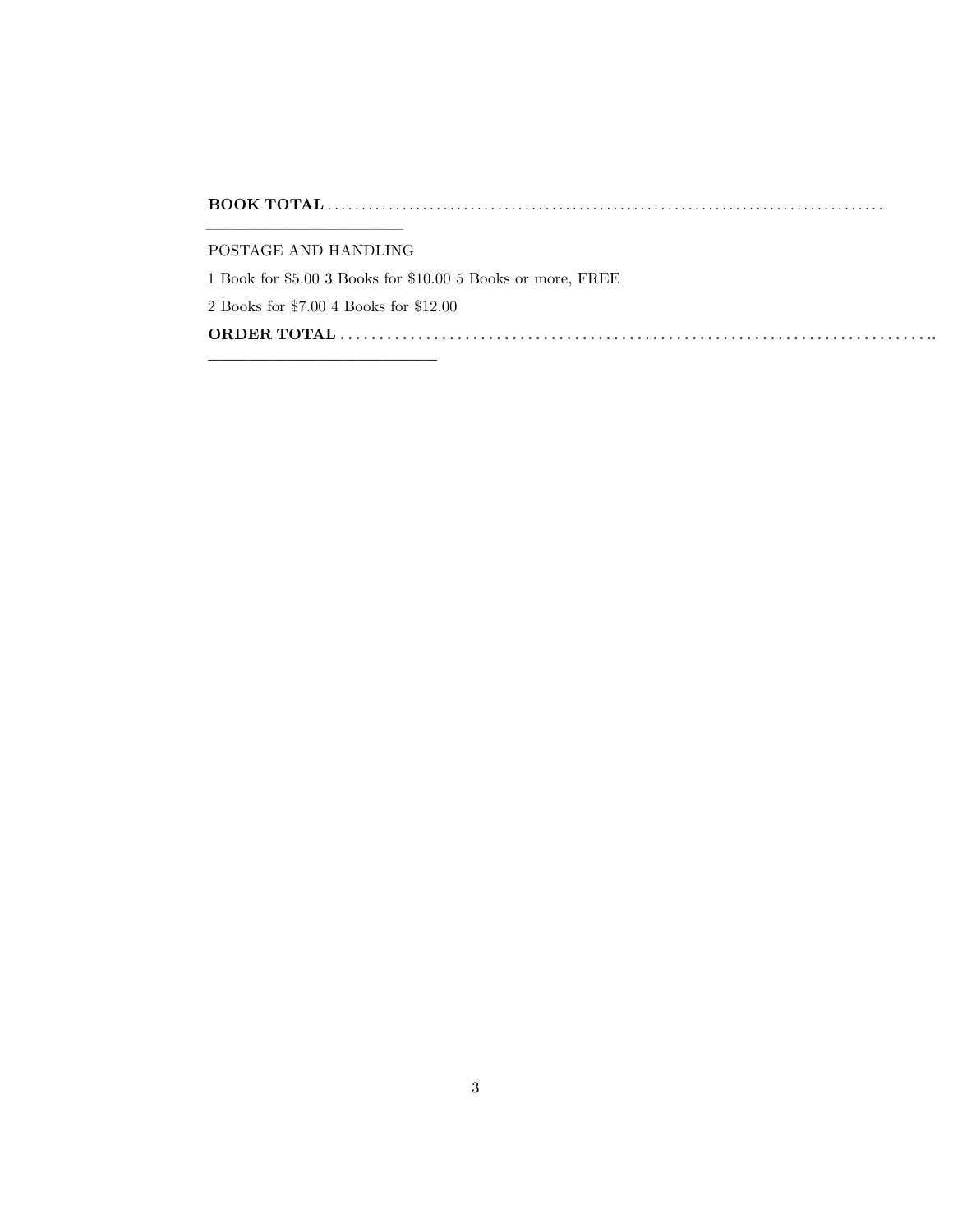**BOOK TOTAL** . . . . . . . . . . . . . . . . . . . . . . . . . . . . . . . . . . . . . . . . . . . . . . . . . . . . . . . . . . . . . . . . . . . . . . . . . . . . . . . .

________________________

POSTAGE AND HANDLING

1 Book for $5.00 3 Books for $10.00 5 Books or more, FREE

2 Books for $7.00 4 Books for $12.00

**ORDER TOTAL . . . . . . . . . . . . . . . . . . . . . . . . . . . . . . . . . . . . . . . . . . . . . . . . . . . . . . . . . . . . . . . . . . . . . . . . . . ..**

____________________________